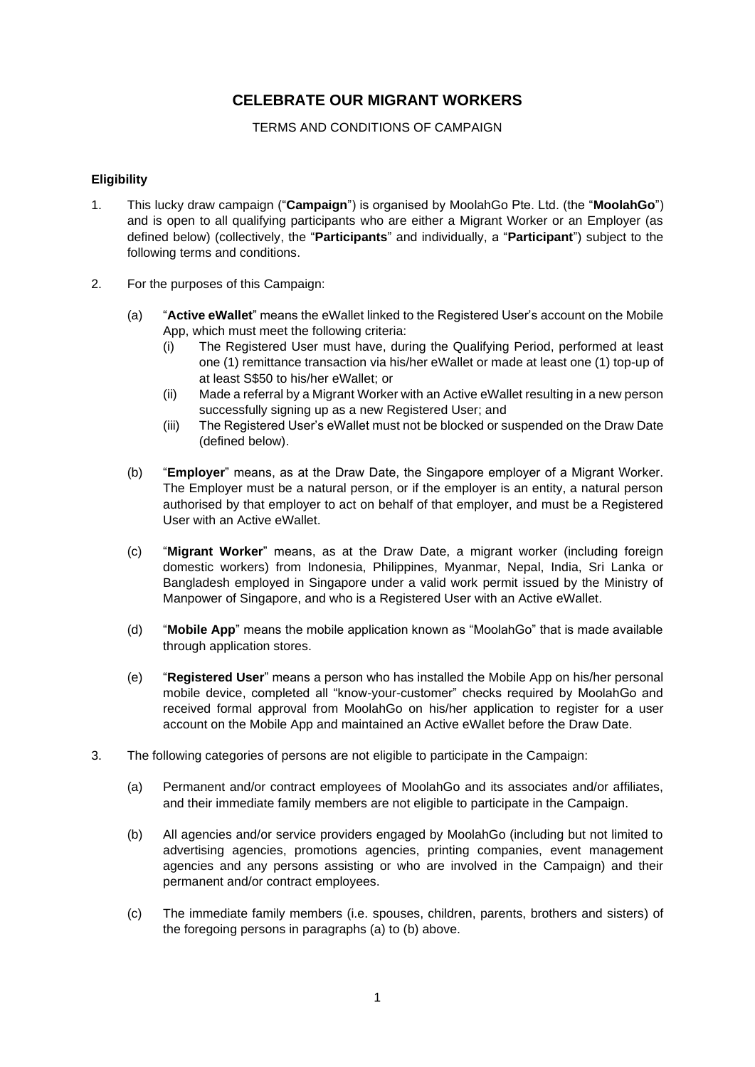# CELEBRATE OUR MIGRANT WORKERS

TERMS AND CONDITIONS OF CAMPAIGN

## Eligibility

1. This lucky draw campaign ("**Campaign**") is organised by MoolahGo Pte. Ltd. (the "**MoolahGo**") and is open to all qualifying participants who are either a Migrant Worker or an Employer (as defined below) (collectively, the "**Participants**" and individually, a "**Participant**") subject to the following terms and conditions.

2. For the purposes of this Campaign:

   (a) "**Active eWallet**" means the eWallet linked to the Registered User's account on the Mobile App, which must meet the following criteria:

   (i) The Registered User must have, during the Qualifying Period, performed at least one (1) remittance transaction via his/her eWallet or made at least one (1) top-up of at least S$50 to his/her eWallet; or

   (ii) Made a referral by a Migrant Worker with an Active eWallet resulting in a new person successfully signing up as a new Registered User; and

   (iii) The Registered User's eWallet must not be blocked or suspended on the Draw Date (defined below).

   (b) "**Employer**" means, as at the Draw Date, the Singapore employer of a Migrant Worker. The Employer must be a natural person, or if the employer is an entity, a natural person authorised by that employer to act on behalf of that employer, and must be a Registered User with an Active eWallet.

   (c) "**Migrant Worker**" means, as at the Draw Date, a migrant worker (including foreign domestic workers) from Indonesia, Philippines, Myanmar, Nepal, India, Sri Lanka or Bangladesh employed in Singapore under a valid work permit issued by the Ministry of Manpower of Singapore, and who is a Registered User with an Active eWallet.

   (d) "**Mobile App**" means the mobile application known as "MoolahGo" that is made available through application stores.

   (e) "**Registered User**" means a person who has installed the Mobile App on his/her personal mobile device, completed all "know-your-customer" checks required by MoolahGo and received formal approval from MoolahGo on his/her application to register for a user account on the Mobile App and maintained an Active eWallet before the Draw Date.

3. The following categories of persons are not eligible to participate in the Campaign:

   (a) Permanent and/or contract employees of MoolahGo and its associates and/or affiliates, and their immediate family members are not eligible to participate in the Campaign.

   (b) All agencies and/or service providers engaged by MoolahGo (including but not limited to advertising agencies, promotions agencies, printing companies, event management agencies and any persons assisting or who are involved in the Campaign) and their permanent and/or contract employees.

   (c) The immediate family members (i.e. spouses, children, parents, brothers and sisters) of the foregoing persons in paragraphs (a) to (b) above.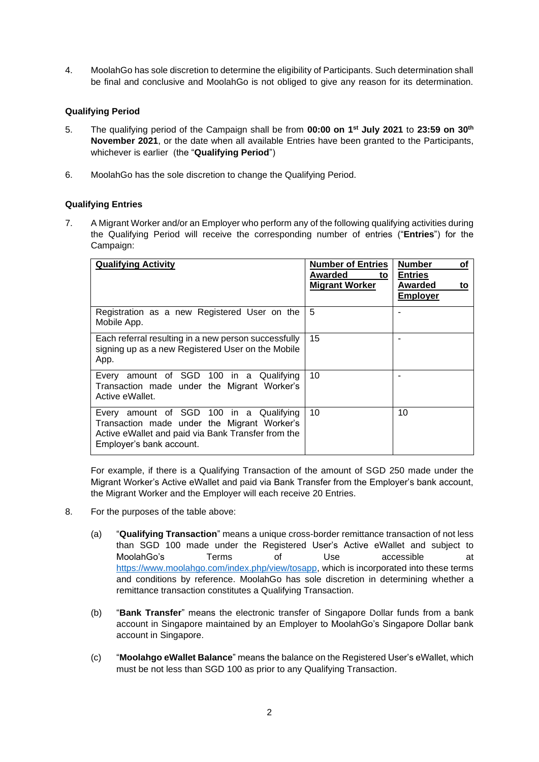4. MoolahGo has sole discretion to determine the eligibility of Participants. Such determination shall be final and conclusive and MoolahGo is not obliged to give any reason for its determination.

**Qualifying Period**

5. The qualifying period of the Campaign shall be from **00:00 on 1st July 2021** to **23:59 on 30th November 2021**, or the date when all available Entries have been granted to the Participants, whichever is earlier (the "**Qualifying Period**")

6. MoolahGo has the sole discretion to change the Qualifying Period.

**Qualifying Entries**

7. A Migrant Worker and/or an Employer who perform any of the following qualifying activities during the Qualifying Period will receive the corresponding number of entries ("**Entries**") for the Campaign:

| **Qualifying Activity** | **Number of Entries Awarded to Migrant Worker** | **Number of Entries Awarded to Employer** |
|---|---|---|
| Registration as a new Registered User on the Mobile App. | 5 | - |
| Each referral resulting in a new person successfully signing up as a new Registered User on the Mobile App. | 15 | - |
| Every amount of SGD 100 in a Qualifying Transaction made under the Migrant Worker's Active eWallet. | 10 | - |
| Every amount of SGD 100 in a Qualifying Transaction made under the Migrant Worker's Active eWallet and paid via Bank Transfer from the Employer's bank account. | 10 | 10 |

For example, if there is a Qualifying Transaction of the amount of SGD 250 made under the Migrant Worker's Active eWallet and paid via Bank Transfer from the Employer's bank account, the Migrant Worker and the Employer will each receive 20 Entries.

8. For the purposes of the table above:

   (a) "**Qualifying Transaction**" means a unique cross-border remittance transaction of not less than SGD 100 made under the Registered User's Active eWallet and subject to MoolahGo's Terms of Use accessible at https://www.moolahgo.com/index.php/view/tosapp, which is incorporated into these terms and conditions by reference. MoolahGo has sole discretion in determining whether a remittance transaction constitutes a Qualifying Transaction.

   (b) "**Bank Transfer**" means the electronic transfer of Singapore Dollar funds from a bank account in Singapore maintained by an Employer to MoolahGo's Singapore Dollar bank account in Singapore.

   (c) "**Moolahgo eWallet Balance**" means the balance on the Registered User's eWallet, which must be not less than SGD 100 as prior to any Qualifying Transaction.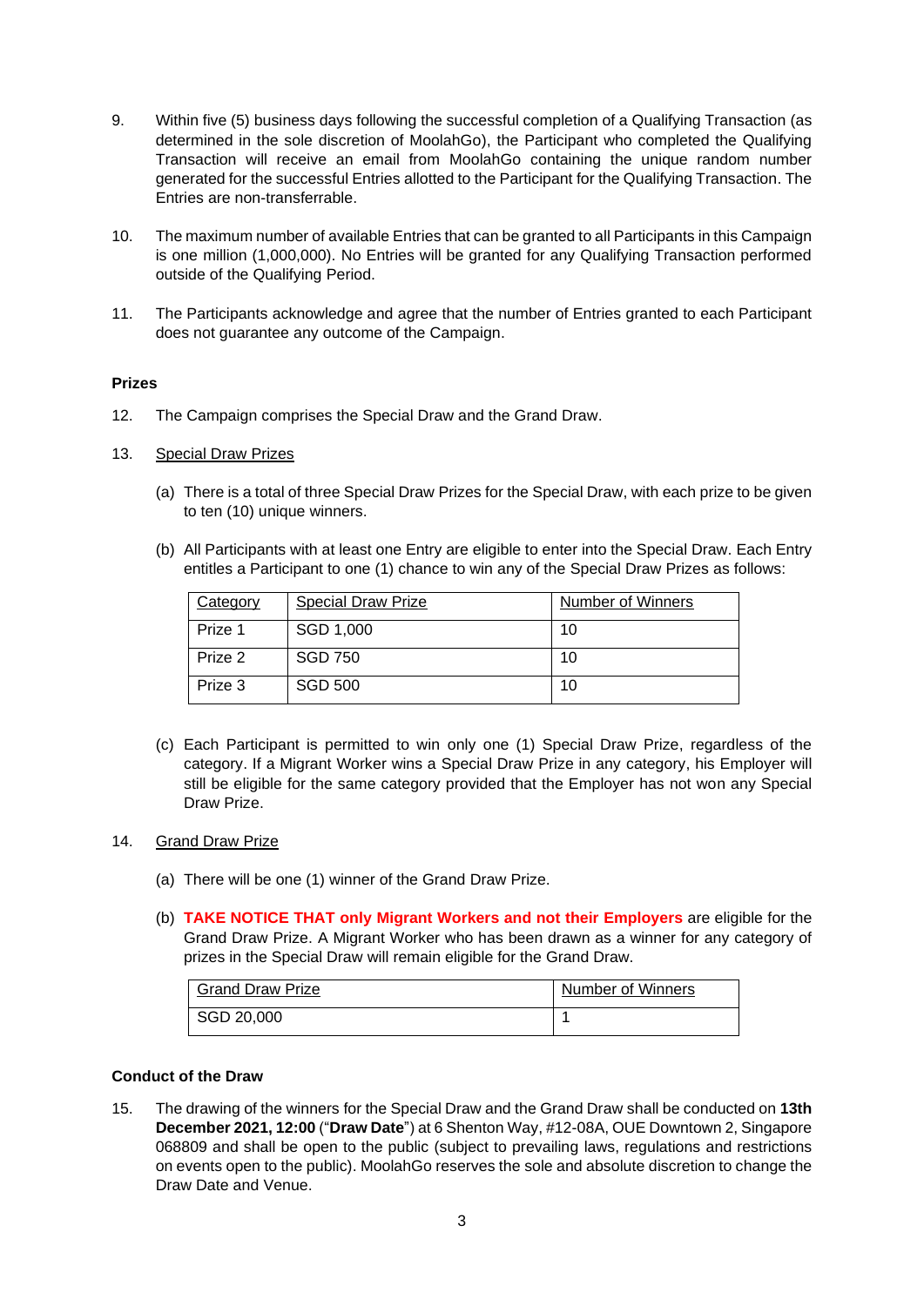9. Within five (5) business days following the successful completion of a Qualifying Transaction (as determined in the sole discretion of MoolahGo), the Participant who completed the Qualifying Transaction will receive an email from MoolahGo containing the unique random number generated for the successful Entries allotted to the Participant for the Qualifying Transaction. The Entries are non-transferrable.

10. The maximum number of available Entries that can be granted to all Participants in this Campaign is one million (1,000,000). No Entries will be granted for any Qualifying Transaction performed outside of the Qualifying Period.

11. The Participants acknowledge and agree that the number of Entries granted to each Participant does not guarantee any outcome of the Campaign.

**Prizes**

12. The Campaign comprises the Special Draw and the Grand Draw.

13. <u>Special Draw Prizes</u>

    (a) There is a total of three Special Draw Prizes for the Special Draw, with each prize to be given to ten (10) unique winners.

    (b) All Participants with at least one Entry are eligible to enter into the Special Draw. Each Entry entitles a Participant to one (1) chance to win any of the Special Draw Prizes as follows:

| <u>Category</u> | <u>Special Draw Prize</u> | <u>Number of Winners</u> |
|---|---|---|
| Prize 1 | SGD 1,000 | 10 |
| Prize 2 | SGD 750 | 10 |
| Prize 3 | SGD 500 | 10 |

    (c) Each Participant is permitted to win only one (1) Special Draw Prize, regardless of the category. If a Migrant Worker wins a Special Draw Prize in any category, his Employer will still be eligible for the same category provided that the Employer has not won any Special Draw Prize.

14. <u>Grand Draw Prize</u>

    (a) There will be one (1) winner of the Grand Draw Prize.

    (b) **TAKE NOTICE THAT only Migrant Workers and not their Employers** are eligible for the Grand Draw Prize. A Migrant Worker who has been drawn as a winner for any category of prizes in the Special Draw will remain eligible for the Grand Draw.

| <u>Grand Draw Prize</u> | <u>Number of Winners</u> |
|---|---|
| SGD 20,000 | 1 |

**Conduct of the Draw**

15. The drawing of the winners for the Special Draw and the Grand Draw shall be conducted on **13th December 2021, 12:00** ("**Draw Date**") at 6 Shenton Way, #12-08A, OUE Downtown 2, Singapore 068809 and shall be open to the public (subject to prevailing laws, regulations and restrictions on events open to the public). MoolahGo reserves the sole and absolute discretion to change the Draw Date and Venue.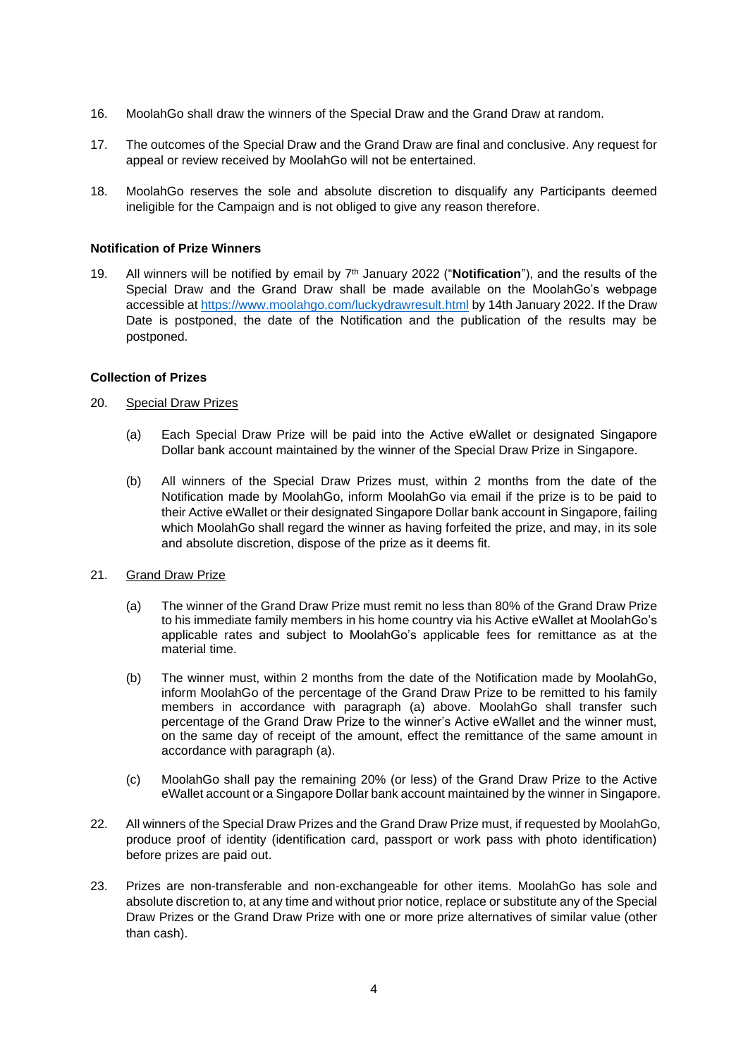16. MoolahGo shall draw the winners of the Special Draw and the Grand Draw at random.

17. The outcomes of the Special Draw and the Grand Draw are final and conclusive. Any request for appeal or review received by MoolahGo will not be entertained.

18. MoolahGo reserves the sole and absolute discretion to disqualify any Participants deemed ineligible for the Campaign and is not obliged to give any reason therefore.

**Notification of Prize Winners**

19. All winners will be notified by email by 7th January 2022 ("**Notification**"), and the results of the Special Draw and the Grand Draw shall be made available on the MoolahGo's webpage accessible at https://www.moolahgo.com/luckydrawresult.html by 14th January 2022. If the Draw Date is postponed, the date of the Notification and the publication of the results may be postponed.

**Collection of Prizes**

20. Special Draw Prizes

    (a) Each Special Draw Prize will be paid into the Active eWallet or designated Singapore Dollar bank account maintained by the winner of the Special Draw Prize in Singapore.

    (b) All winners of the Special Draw Prizes must, within 2 months from the date of the Notification made by MoolahGo, inform MoolahGo via email if the prize is to be paid to their Active eWallet or their designated Singapore Dollar bank account in Singapore, failing which MoolahGo shall regard the winner as having forfeited the prize, and may, in its sole and absolute discretion, dispose of the prize as it deems fit.

21. Grand Draw Prize

    (a) The winner of the Grand Draw Prize must remit no less than 80% of the Grand Draw Prize to his immediate family members in his home country via his Active eWallet at MoolahGo's applicable rates and subject to MoolahGo's applicable fees for remittance as at the material time.

    (b) The winner must, within 2 months from the date of the Notification made by MoolahGo, inform MoolahGo of the percentage of the Grand Draw Prize to be remitted to his family members in accordance with paragraph (a) above. MoolahGo shall transfer such percentage of the Grand Draw Prize to the winner's Active eWallet and the winner must, on the same day of receipt of the amount, effect the remittance of the same amount in accordance with paragraph (a).

    (c) MoolahGo shall pay the remaining 20% (or less) of the Grand Draw Prize to the Active eWallet account or a Singapore Dollar bank account maintained by the winner in Singapore.

22. All winners of the Special Draw Prizes and the Grand Draw Prize must, if requested by MoolahGo, produce proof of identity (identification card, passport or work pass with photo identification) before prizes are paid out.

23. Prizes are non-transferable and non-exchangeable for other items. MoolahGo has sole and absolute discretion to, at any time and without prior notice, replace or substitute any of the Special Draw Prizes or the Grand Draw Prize with one or more prize alternatives of similar value (other than cash).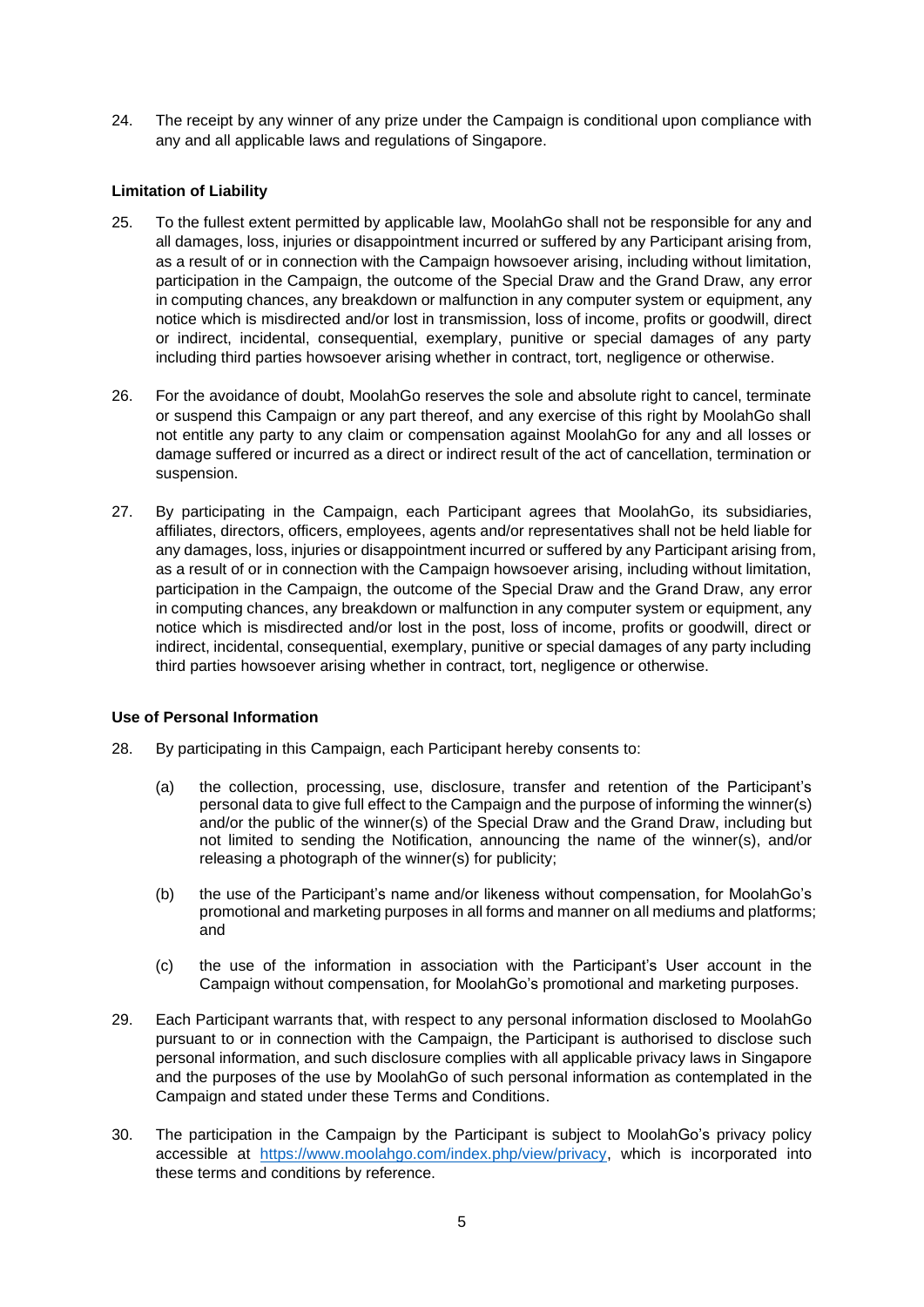24. The receipt by any winner of any prize under the Campaign is conditional upon compliance with any and all applicable laws and regulations of Singapore.

**Limitation of Liability**

25. To the fullest extent permitted by applicable law, MoolahGo shall not be responsible for any and all damages, loss, injuries or disappointment incurred or suffered by any Participant arising from, as a result of or in connection with the Campaign howsoever arising, including without limitation, participation in the Campaign, the outcome of the Special Draw and the Grand Draw, any error in computing chances, any breakdown or malfunction in any computer system or equipment, any notice which is misdirected and/or lost in transmission, loss of income, profits or goodwill, direct or indirect, incidental, consequential, exemplary, punitive or special damages of any party including third parties howsoever arising whether in contract, tort, negligence or otherwise.

26. For the avoidance of doubt, MoolahGo reserves the sole and absolute right to cancel, terminate or suspend this Campaign or any part thereof, and any exercise of this right by MoolahGo shall not entitle any party to any claim or compensation against MoolahGo for any and all losses or damage suffered or incurred as a direct or indirect result of the act of cancellation, termination or suspension.

27. By participating in the Campaign, each Participant agrees that MoolahGo, its subsidiaries, affiliates, directors, officers, employees, agents and/or representatives shall not be held liable for any damages, loss, injuries or disappointment incurred or suffered by any Participant arising from, as a result of or in connection with the Campaign howsoever arising, including without limitation, participation in the Campaign, the outcome of the Special Draw and the Grand Draw, any error in computing chances, any breakdown or malfunction in any computer system or equipment, any notice which is misdirected and/or lost in the post, loss of income, profits or goodwill, direct or indirect, incidental, consequential, exemplary, punitive or special damages of any party including third parties howsoever arising whether in contract, tort, negligence or otherwise.

**Use of Personal Information**

28. By participating in this Campaign, each Participant hereby consents to:

    (a) the collection, processing, use, disclosure, transfer and retention of the Participant's personal data to give full effect to the Campaign and the purpose of informing the winner(s) and/or the public of the winner(s) of the Special Draw and the Grand Draw, including but not limited to sending the Notification, announcing the name of the winner(s), and/or releasing a photograph of the winner(s) for publicity;

    (b) the use of the Participant's name and/or likeness without compensation, for MoolahGo's promotional and marketing purposes in all forms and manner on all mediums and platforms; and

    (c) the use of the information in association with the Participant's User account in the Campaign without compensation, for MoolahGo's promotional and marketing purposes.

29. Each Participant warrants that, with respect to any personal information disclosed to MoolahGo pursuant to or in connection with the Campaign, the Participant is authorised to disclose such personal information, and such disclosure complies with all applicable privacy laws in Singapore and the purposes of the use by MoolahGo of such personal information as contemplated in the Campaign and stated under these Terms and Conditions.

30. The participation in the Campaign by the Participant is subject to MoolahGo's privacy policy accessible at https://www.moolahgo.com/index.php/view/privacy, which is incorporated into these terms and conditions by reference.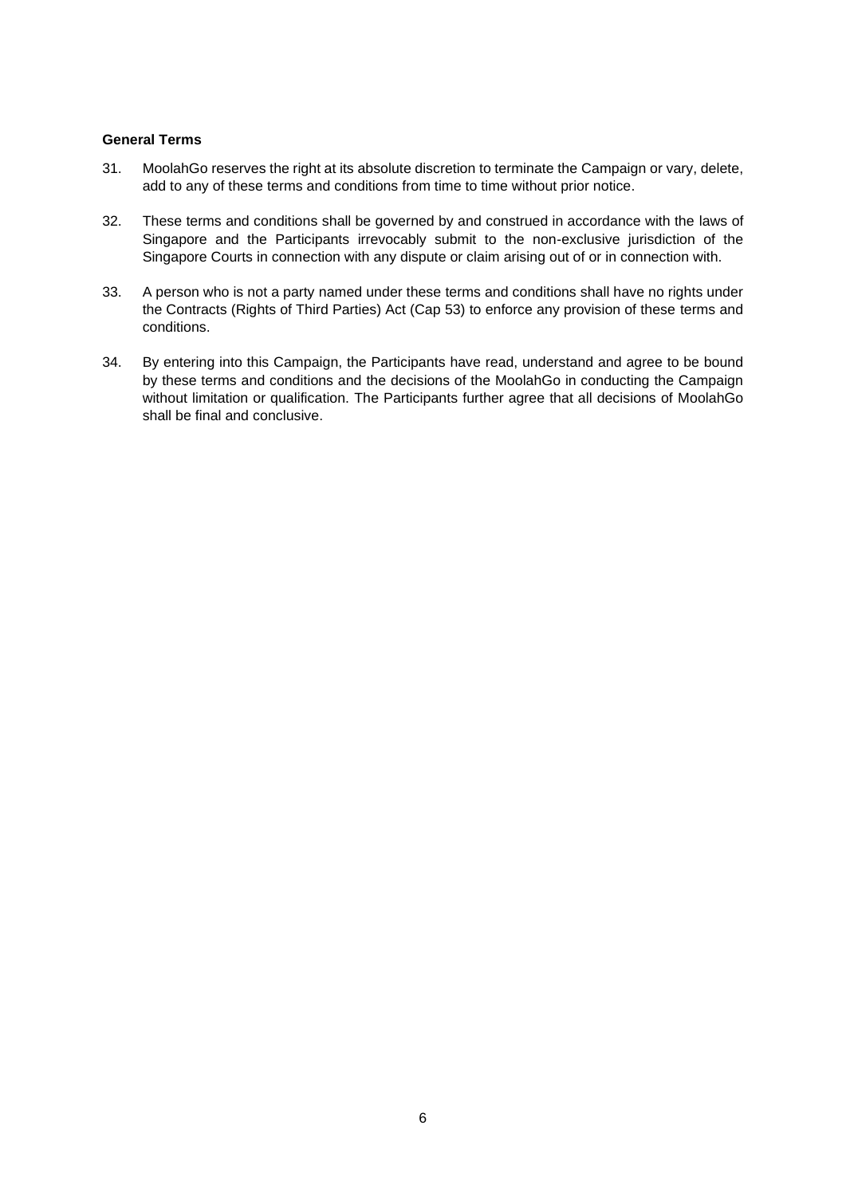**General Terms**

31. MoolahGo reserves the right at its absolute discretion to terminate the Campaign or vary, delete, add to any of these terms and conditions from time to time without prior notice.

32. These terms and conditions shall be governed by and construed in accordance with the laws of Singapore and the Participants irrevocably submit to the non-exclusive jurisdiction of the Singapore Courts in connection with any dispute or claim arising out of or in connection with.

33. A person who is not a party named under these terms and conditions shall have no rights under the Contracts (Rights of Third Parties) Act (Cap 53) to enforce any provision of these terms and conditions.

34. By entering into this Campaign, the Participants have read, understand and agree to be bound by these terms and conditions and the decisions of the MoolahGo in conducting the Campaign without limitation or qualification. The Participants further agree that all decisions of MoolahGo shall be final and conclusive.